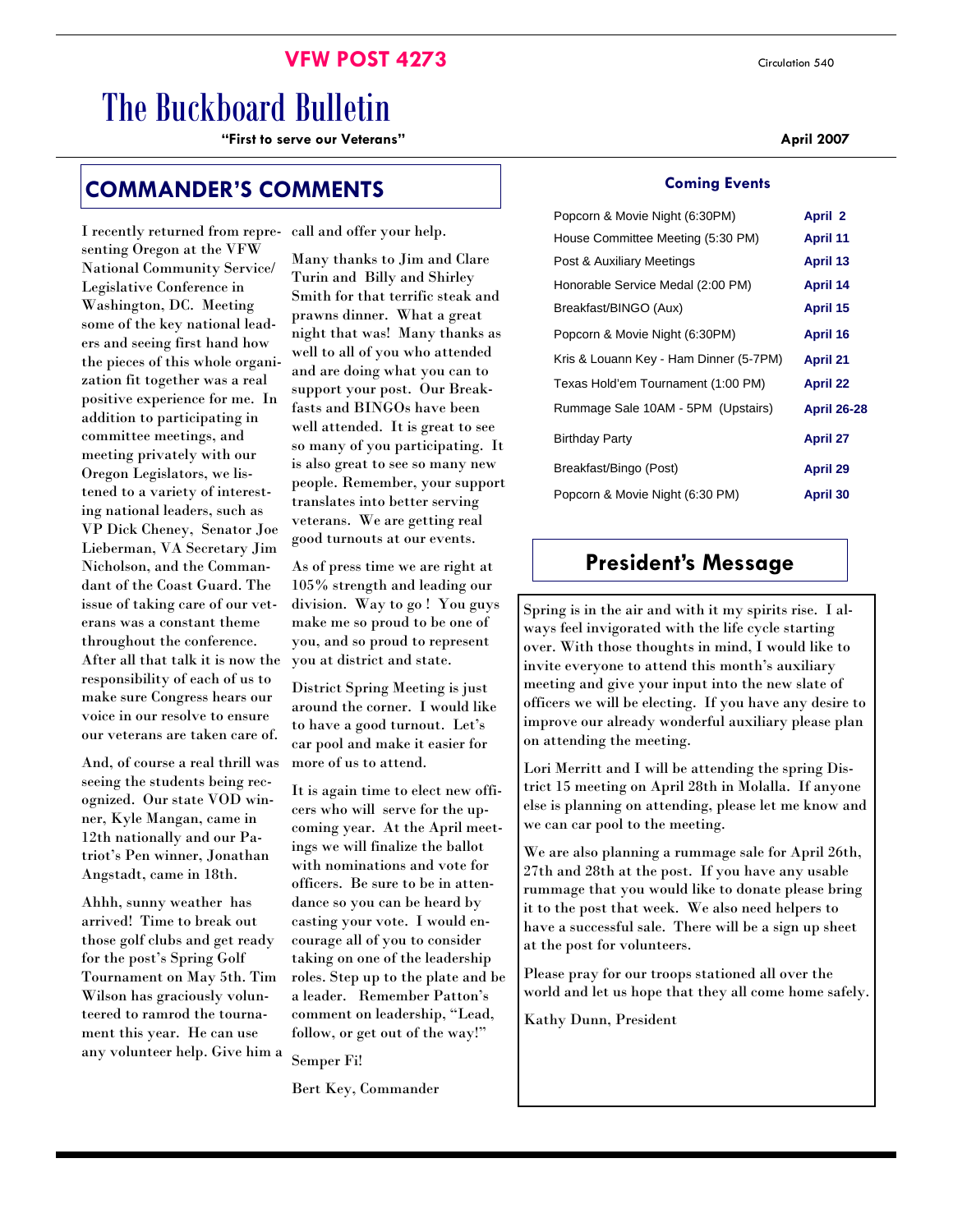**VFW POST 4273**

Circulation 540

# The Buckboard Bulletin

**"First to serve our Veterans"**

**April 2007**

## COMMANDER'S COMMENTS

I recently returned from representing Oregon at the VFW National Community Service/ Legislative Conference in Washington, DC. Meeting some of the key national leaders and seeing first hand how the pieces of this whole organization fit together was a real positive experience for me. In addition to participating in committee meetings, and meeting privately with our Oregon Legislators, we listened to a variety of interesting national leaders, such as VP Dick Cheney, Senator Joe Lieberman, VA Secretary Jim Nicholson, and the Commandant of the Coast Guard. The issue of taking care of our veterans was a constant theme throughout the conference. After all that talk it is now the responsibility of each of us to make sure Congress hears our voice in our resolve to ensure our veterans are taken care of.

And, of course a real thrill was seeing the students being recognized. Our state VOD winner, Kyle Mangan, came in 12th nationally and our Patriot's Pen winner, Jonathan Angstadt, came in 18th.

Ahhh, sunny weather has arrived! Time to break out those golf clubs and get ready for the post's Spring Golf Tournament on May 5th. Tim Wilson has graciously volunteered to ramrod the tournament this year. He can use any volunteer help. Give him a call and offer your help.

Many thanks to Jim and Clare Turin and Billy and Shirley Smith for that terrific steak and prawns dinner. What a great night that was! Many thanks as well to all of you who attended and are doing what you can to support your post. Our Breakfasts and BINGOs have been well attended. It is great to see so many of you participating. It is also great to see so many new people. Remember, your support translates into better serving veterans. We are getting real good turnouts at our events.

As of press time we are right at 105% strength and leading our division. Way to go ! You guys make me so proud to be one of you, and so proud to represent you at district and state.

District Spring Meeting is just around the corner. I would like to have a good turnout. Let's car pool and make it easier for more of us to attend.

It is again time to elect new officers who will serve for the upcoming year. At the April meetings we will finalize the ballot with nominations and vote for officers. Be sure to be in attendance so you can be heard by casting your vote. I would encourage all of you to consider taking on one of the leadership roles. Step up to the plate and be a leader. Remember Patton's comment on leadership, "Lead, follow, or get out of the way!"

Semper Fi!

Bert Key, Commander

### Coming Events

| Event | Date |
|---|---|
| Popcorn & Movie Night (6:30PM) | **April 2** |
| House Committee Meeting (5:30 PM) | **April 11** |
| Post & Auxiliary Meetings | **April 13** |
| Honorable Service Medal (2:00 PM) | **April 14** |
| Breakfast/BINGO (Aux) | **April 15** |
| Popcorn & Movie Night (6:30PM) | **April 16** |
| Kris & Louann Key - Ham Dinner (5-7PM) | **April 21** |
| Texas Hold'em Tournament (1:00 PM) | **April 22** |
| Rummage Sale 10AM - 5PM (Upstairs) | **April 26-28** |
| Birthday Party | **April 27** |
| Breakfast/Bingo (Post) | **April 29** |
| Popcorn & Movie Night (6:30 PM) | **April 30** |

## President's Message

Spring is in the air and with it my spirits rise. I always feel invigorated with the life cycle starting over. With those thoughts in mind, I would like to invite everyone to attend this month's auxiliary meeting and give your input into the new slate of officers we will be electing. If you have any desire to improve our already wonderful auxiliary please plan on attending the meeting.

Lori Merritt and I will be attending the spring District 15 meeting on April 28th in Molalla. If anyone else is planning on attending, please let me know and we can car pool to the meeting.

We are also planning a rummage sale for April 26th, 27th and 28th at the post. If you have any usable rummage that you would like to donate please bring it to the post that week. We also need helpers to have a successful sale. There will be a sign up sheet at the post for volunteers.

Please pray for our troops stationed all over the world and let us hope that they all come home safely.

Kathy Dunn, President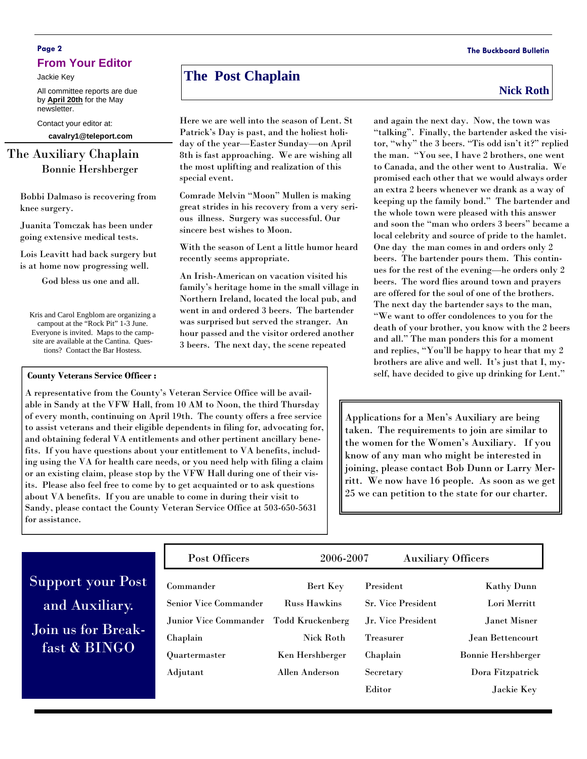## From Your Editor

Jackie Key

All committee reports are due by **April 20th** for the May newsletter.

Contact your editor at:

**cavalry1@teleport.com**

## The Auxiliary Chaplain

Bonnie Hershberger

Bobbi Dalmaso is recovering from knee surgery.

Juanita Tomczak has been under going extensive medical tests.

Lois Leavitt had back surgery but is at home now progressing well.

God bless us one and all.

Kris and Carol Engblom are organizing a campout at the "Rock Pit" 1-3 June. Everyone is invited. Maps to the campsite are available at the Cantina. Questions? Contact the Bar Hostess.

## The Post Chaplain

**Nick Roth**

Here we are well into the season of Lent. St Patrick's Day is past, and the holiest holiday of the year—Easter Sunday—on April 8th is fast approaching. We are wishing all the most uplifting and realization of this special event.

Comrade Melvin "Moon" Mullen is making great strides in his recovery from a very serious illness. Surgery was successful. Our sincere best wishes to Moon.

With the season of Lent a little humor heard recently seems appropriate.

An Irish-American on vacation visited his family's heritage home in the small village in Northern Ireland, located the local pub, and went in and ordered 3 beers. The bartender was surprised but served the stranger. An hour passed and the visitor ordered another 3 beers. The next day, the scene repeated and again the next day. Now, the town was "talking". Finally, the bartender asked the visitor, "why" the 3 beers. "Tis odd isn't it?" replied the man. "You see, I have 2 brothers, one went to Canada, and the other went to Australia. We promised each other that we would always order an extra 2 beers whenever we drank as a way of keeping up the family bond." The bartender and the whole town were pleased with this answer and soon the "man who orders 3 beers" became a local celebrity and source of pride to the hamlet. One day the man comes in and orders only 2 beers. The bartender pours them. This continues for the rest of the evening—he orders only 2 beers. The word flies around town and prayers are offered for the soul of one of the brothers. The next day the bartender says to the man, "We want to offer condolences to you for the death of your brother, you know with the 2 beers and all." The man ponders this for a moment and replies, "You'll be happy to hear that my 2 brothers are alive and well. It's just that I, myself, have decided to give up drinking for Lent."

**County Veterans Service Officer :**

A representative from the County's Veteran Service Office will be available in Sandy at the VFW Hall, from 10 AM to Noon, the third Thursday of every month, continuing on April 19th. The county offers a free service to assist veterans and their eligible dependents in filing for, advocating for, and obtaining federal VA entitlements and other pertinent ancillary benefits. If you have questions about your entitlement to VA benefits, including using the VA for health care needs, or you need help with filing a claim or an existing claim, please stop by the VFW Hall during one of their visits. Please also feel free to come by to get acquainted or to ask questions about VA benefits. If you are unable to come in during their visit to Sandy, please contact the County Veteran Service Office at 503-650-5631 for assistance.

Applications for a Men's Auxiliary are being taken. The requirements to join are similar to the women for the Women's Auxiliary. If you know of any man who might be interested in joining, please contact Bob Dunn or Larry Merritt. We now have 16 people. As soon as we get 25 we can petition to the state for our charter.

Support your Post and Auxiliary. Join us for Breakfast & BINGO

| Post Officers | 2006-2007 | Auxiliary Officers | |
|---|---|---|---|
| Commander | Bert Key | President | Kathy Dunn |
| Senior Vice Commander | Russ Hawkins | Sr. Vice President | Lori Merritt |
| Junior Vice Commander | Todd Kruckenberg | Jr. Vice President | Janet Misner |
| Chaplain | Nick Roth | Treasurer | Jean Bettencourt |
| Quartermaster | Ken Hershberger | Chaplain | Bonnie Hershberger |
| Adjutant | Allen Anderson | Secretary | Dora Fitzpatrick |
| | | Editor | Jackie Key |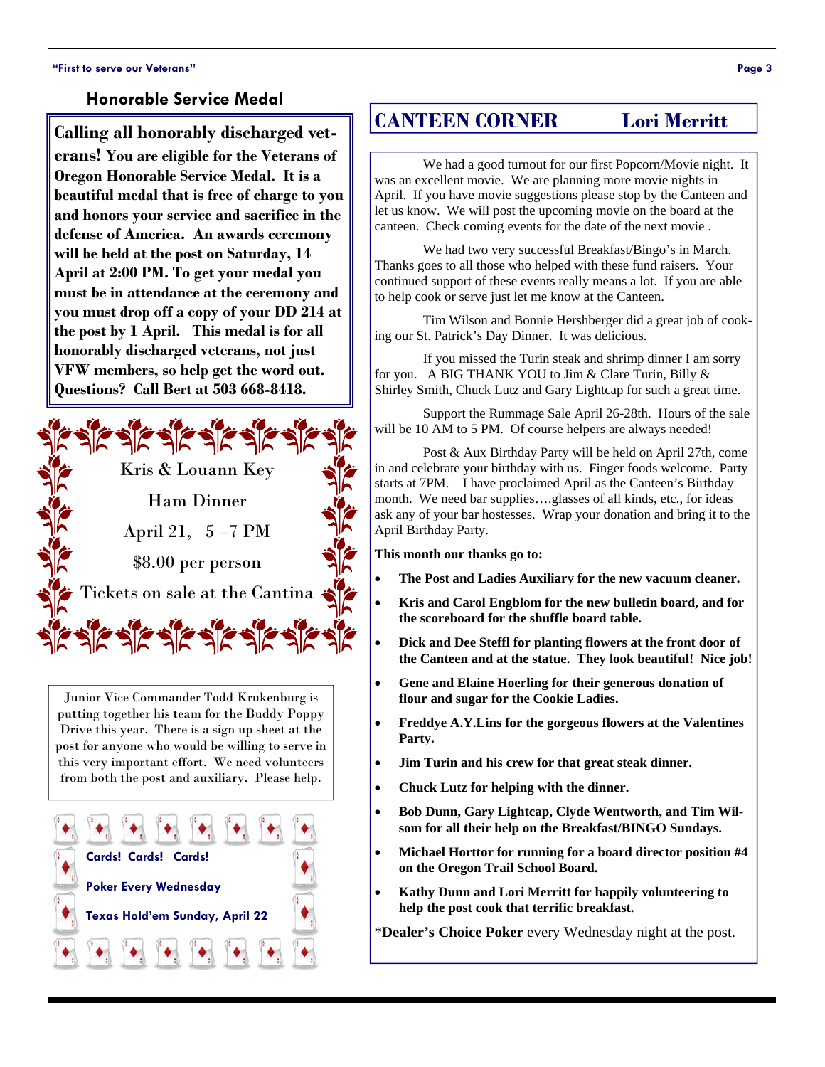## Honorable Service Medal

**Calling all honorably discharged veterans! You are eligible for the Veterans of Oregon Honorable Service Medal. It is a beautiful medal that is free of charge to you and honors your service and sacrifice in the defense of America. An awards ceremony will be held at the post on Saturday, 14 April at 2:00 PM. To get your medal you must be in attendance at the ceremony and you must drop off a copy of your DD 214 at the post by 1 April. This medal is for all honorably discharged veterans, not just VFW members, so help get the word out. Questions? Call Bert at 503 668-8418.**

Kris & Louann Key

Ham Dinner

April 21, 5 –7 PM

$8.00 per person

Tickets on sale at the Cantina

Junior Vice Commander Todd Krukenburg is putting together his team for the Buddy Poppy Drive this year. There is a sign up sheet at the post for anyone who would be willing to serve in this very important effort. We need volunteers from both the post and auxiliary. Please help.

**Cards! Cards! Cards!**

**Poker Every Wednesday**

**Texas Hold'em Sunday, April 22**

## CANTEEN CORNER — Lori Merritt

We had a good turnout for our first Popcorn/Movie night. It was an excellent movie. We are planning more movie nights in April. If you have movie suggestions please stop by the Canteen and let us know. We will post the upcoming movie on the board at the canteen. Check coming events for the date of the next movie .

We had two very successful Breakfast/Bingo's in March. Thanks goes to all those who helped with these fund raisers. Your continued support of these events really means a lot. If you are able to help cook or serve just let me know at the Canteen.

Tim Wilson and Bonnie Hershberger did a great job of cooking our St. Patrick's Day Dinner. It was delicious.

If you missed the Turin steak and shrimp dinner I am sorry for you. A BIG THANK YOU to Jim & Clare Turin, Billy & Shirley Smith, Chuck Lutz and Gary Lightcap for such a great time.

Support the Rummage Sale April 26-28th. Hours of the sale will be 10 AM to 5 PM. Of course helpers are always needed!

Post & Aux Birthday Party will be held on April 27th, come in and celebrate your birthday with us. Finger foods welcome. Party starts at 7PM. I have proclaimed April as the Canteen's Birthday month. We need bar supplies….glasses of all kinds, etc., for ideas ask any of your bar hostesses. Wrap your donation and bring it to the April Birthday Party.

**This month our thanks go to:**

- **The Post and Ladies Auxiliary for the new vacuum cleaner.**
- **Kris and Carol Engblom for the new bulletin board, and for the scoreboard for the shuffle board table.**
- **Dick and Dee Steffl for planting flowers at the front door of the Canteen and at the statue. They look beautiful! Nice job!**
- **Gene and Elaine Hoerling for their generous donation of flour and sugar for the Cookie Ladies.**
- **Freddye A.Y.Lins for the gorgeous flowers at the Valentines Party.**
- **Jim Turin and his crew for that great steak dinner.**
- **Chuck Lutz for helping with the dinner.**
- **Bob Dunn, Gary Lightcap, Clyde Wentworth, and Tim Wilsom for all their help on the Breakfast/BINGO Sundays.**
- **Michael Horttor for running for a board director position #4 on the Oregon Trail School Board.**
- **Kathy Dunn and Lori Merritt for happily volunteering to help the post cook that terrific breakfast.**

***Dealer's Choice Poker** every Wednesday night at the post.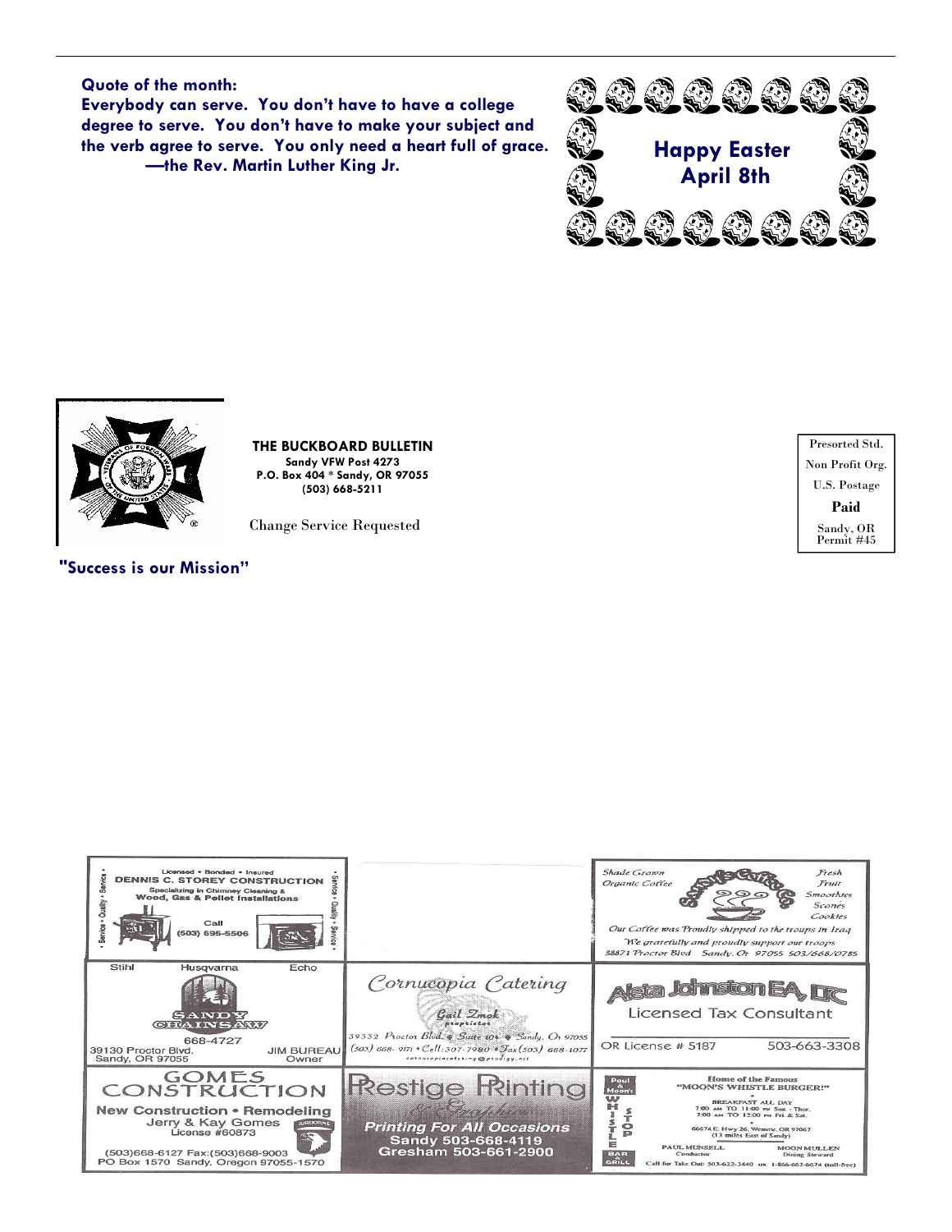**Quote of the month:**
**Everybody can serve. You don't have to have a college degree to serve. You don't have to make your subject and the verb agree to serve. You only need a heart full of grace.**
**—the Rev. Martin Luther King Jr.**

**Happy Easter**
**April 8th**

**THE BUCKBOARD BULLETIN**
**Sandy VFW Post 4273**
**P.O. Box 404 * Sandy, OR 97055**
**(503) 668-5211**

Change Service Requested

Presorted Std.
Non Profit Org.
U.S. Postage
**Paid**
Sandy, OR
Permit #45

**"Success is our Mission"**

Licensed • Bonded • Insured
DENNIS C. STOREY CONSTRUCTION
Specializing in Chimney Cleaning & Wood, Gas & Pellet Installations
Call (503) 695-5506
• Service • Quality • Service •

Shade Grown Organic Coffee
Sandy's Coffee Co.
Fresh Fruit Smoothies Scones Cookies
Our Coffee was Proudly shipped to the troups in Iraq
We gratefully and proudly support our troops
38871 Proctor Blvd Sandy, Or 97055 503/668/0785

Stihl Husqvarna Echo
SANDY CHAINSAW
668-4727
39130 Proctor Blvd. Sandy, OR 97055
JIM BUREAU Owner

Cornucopia Catering
Gail Zmok proprietor
39332 Proctor Blvd. • Suite 104 • Sandy, Or 97055
(503) 668-9171 • Cell: 307-7980 • Fax (503) 668-1077
cornucopiacatering@prodigy.net

Aleta Johnston EA, LLC
Licensed Tax Consultant
OR License # 5187 503-663-3308

GOMES CONSTRUCTION
New Construction • Remodeling
Jerry & Kay Gomes
License #60873
(503)668-6127 Fax:(503)668-9003
PO Box 1570 Sandy, Oregon 97055-1570

Prestige Printing & Graphics
Printing For All Occasions
Sandy 503-668-4119
Gresham 503-661-2900

Paul & Moon's WHISTLE STOP BAR & GRILL
Home of the Famous "MOON'S WHISTLE BURGER!"
BREAKFAST ALL DAY
7:00 AM TO 11:00 PM Sun. - Thur.
7:00 AM TO 12:00 PM Fri. & Sat.
66674 E. Hwy 26, Wemme, OR 97067
(13 miles East of Sandy)
PAUL MUNSELL Conductor
MOON MULLEN Dining Steward
Call for Take Out: 503-622-3440 or 1-866-662-6674 (toll-free)